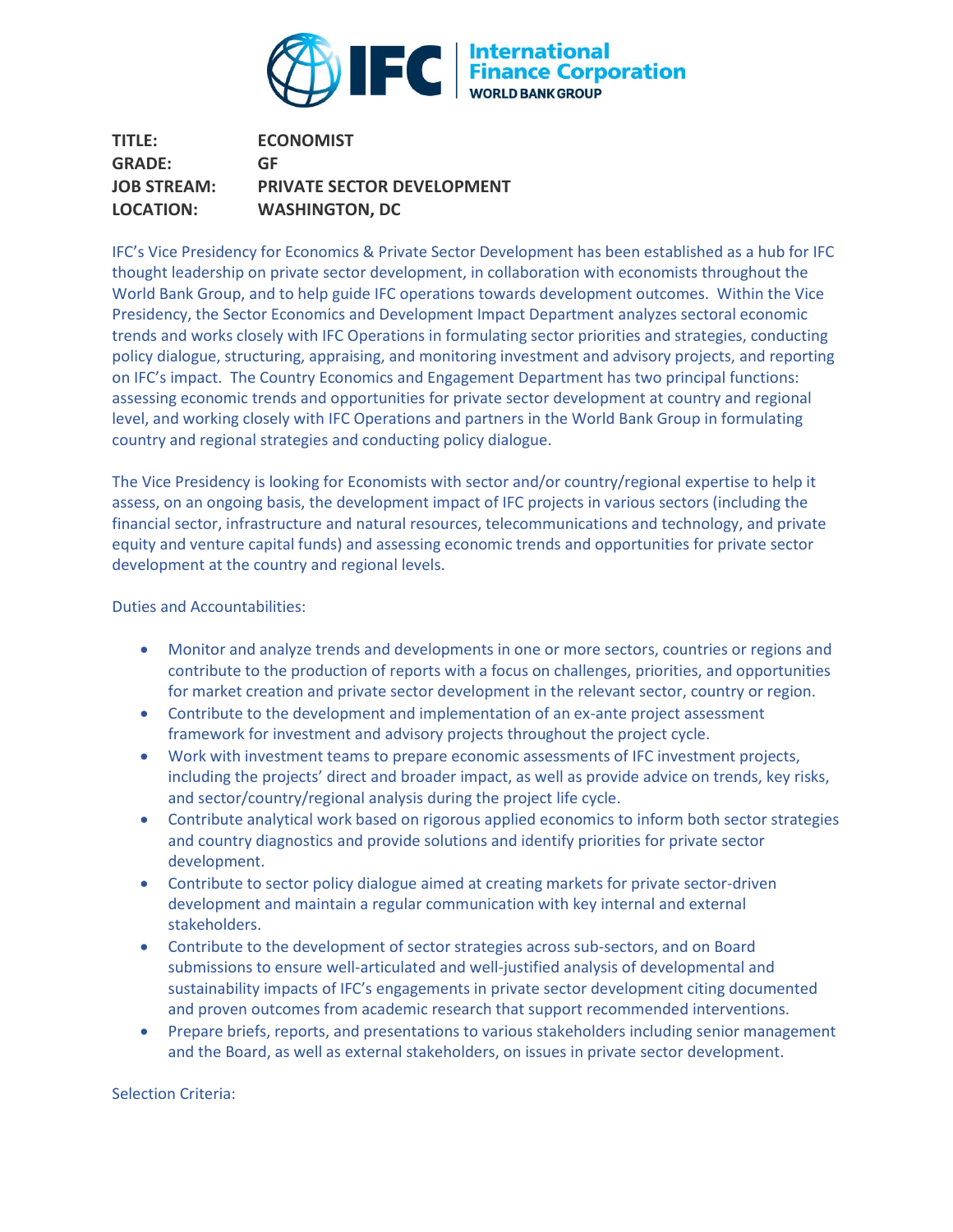**TITLE:** **ECONOMIST**
**GRADE:** **GF**
**JOB STREAM:** **PRIVATE SECTOR DEVELOPMENT**
**LOCATION:** **WASHINGTON, DC**

IFC's Vice Presidency for Economics & Private Sector Development has been established as a hub for IFC thought leadership on private sector development, in collaboration with economists throughout the World Bank Group, and to help guide IFC operations towards development outcomes. Within the Vice Presidency, the Sector Economics and Development Impact Department analyzes sectoral economic trends and works closely with IFC Operations in formulating sector priorities and strategies, conducting policy dialogue, structuring, appraising, and monitoring investment and advisory projects, and reporting on IFC's impact. The Country Economics and Engagement Department has two principal functions: assessing economic trends and opportunities for private sector development at country and regional level, and working closely with IFC Operations and partners in the World Bank Group in formulating country and regional strategies and conducting policy dialogue.

The Vice Presidency is looking for Economists with sector and/or country/regional expertise to help it assess, on an ongoing basis, the development impact of IFC projects in various sectors (including the financial sector, infrastructure and natural resources, telecommunications and technology, and private equity and venture capital funds) and assessing economic trends and opportunities for private sector development at the country and regional levels.

Duties and Accountabilities:

- Monitor and analyze trends and developments in one or more sectors, countries or regions and contribute to the production of reports with a focus on challenges, priorities, and opportunities for market creation and private sector development in the relevant sector, country or region.
- Contribute to the development and implementation of an ex-ante project assessment framework for investment and advisory projects throughout the project cycle.
- Work with investment teams to prepare economic assessments of IFC investment projects, including the projects' direct and broader impact, as well as provide advice on trends, key risks, and sector/country/regional analysis during the project life cycle.
- Contribute analytical work based on rigorous applied economics to inform both sector strategies and country diagnostics and provide solutions and identify priorities for private sector development.
- Contribute to sector policy dialogue aimed at creating markets for private sector-driven development and maintain a regular communication with key internal and external stakeholders.
- Contribute to the development of sector strategies across sub-sectors, and on Board submissions to ensure well-articulated and well-justified analysis of developmental and sustainability impacts of IFC's engagements in private sector development citing documented and proven outcomes from academic research that support recommended interventions.
- Prepare briefs, reports, and presentations to various stakeholders including senior management and the Board, as well as external stakeholders, on issues in private sector development.

Selection Criteria: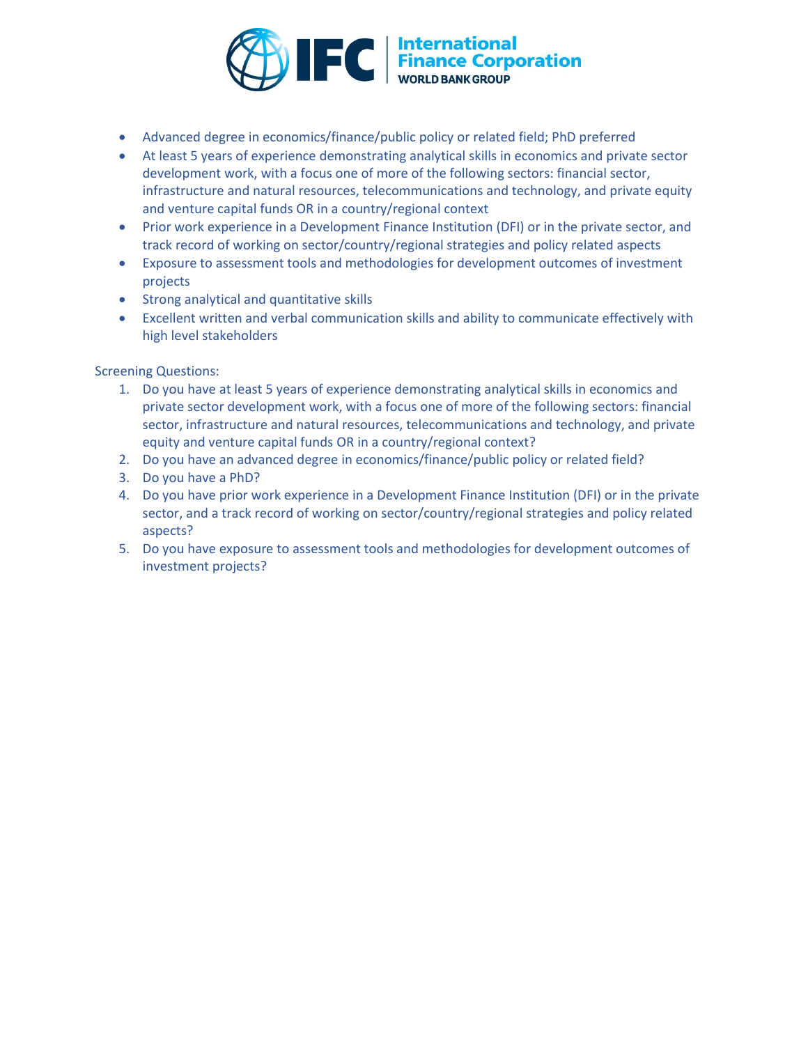- Advanced degree in economics/finance/public policy or related field; PhD preferred
- At least 5 years of experience demonstrating analytical skills in economics and private sector development work, with a focus one of more of the following sectors: financial sector, infrastructure and natural resources, telecommunications and technology, and private equity and venture capital funds OR in a country/regional context
- Prior work experience in a Development Finance Institution (DFI) or in the private sector, and track record of working on sector/country/regional strategies and policy related aspects
- Exposure to assessment tools and methodologies for development outcomes of investment projects
- Strong analytical and quantitative skills
- Excellent written and verbal communication skills and ability to communicate effectively with high level stakeholders

Screening Questions:

1. Do you have at least 5 years of experience demonstrating analytical skills in economics and private sector development work, with a focus one of more of the following sectors: financial sector, infrastructure and natural resources, telecommunications and technology, and private equity and venture capital funds OR in a country/regional context?
2. Do you have an advanced degree in economics/finance/public policy or related field?
3. Do you have a PhD?
4. Do you have prior work experience in a Development Finance Institution (DFI) or in the private sector, and a track record of working on sector/country/regional strategies and policy related aspects?
5. Do you have exposure to assessment tools and methodologies for development outcomes of investment projects?